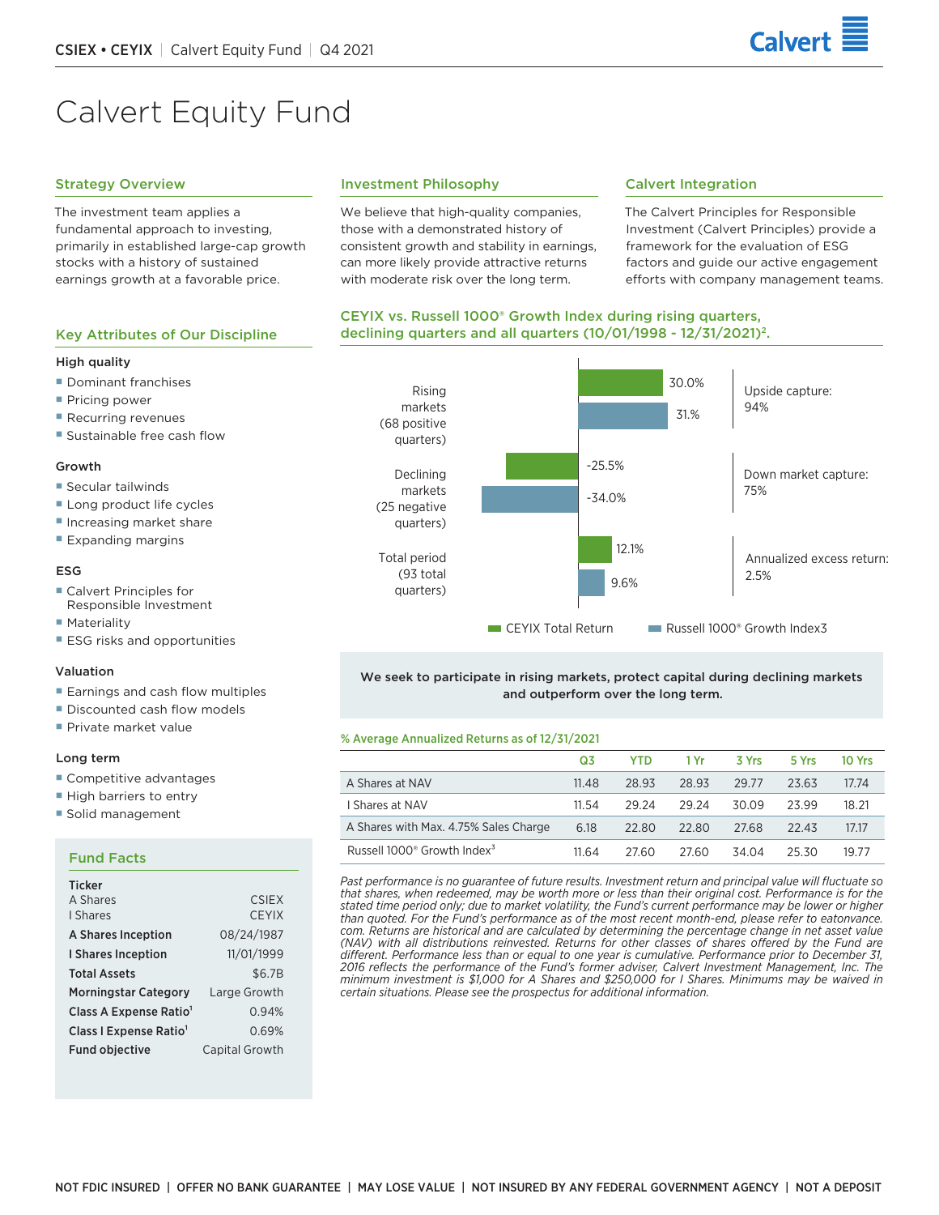# Calvert Equity Fund

## Strategy Overview

The investment team applies a fundamental approach to investing, primarily in established large-cap growth stocks with a history of sustained earnings growth at a favorable price.

## Investment Philosophy

We believe that high-quality companies, those with a demonstrated history of consistent growth and stability in earnings, can more likely provide attractive returns with moderate risk over the long term.

## Calvert Integration

The Calvert Principles for Responsible Investment (Calvert Principles) provide a framework for the evaluation of ESG factors and guide our active engagement efforts with company management teams.

## Key Attributes of Our Discipline

### High quality

- Dominant franchises
- Pricing power
- Recurring revenues
- Sustainable free cash flow

### Growth

- Secular tailwinds
- Long product life cycles
- Increasing market share
- Expanding margins

### ESG

- Calvert Principles for Responsible Investment
- Materiality
- ESG risks and opportunities

### Valuation

- Earnings and cash flow multiples
- Discounted cash flow models
- Private market value

### Long term

- Competitive advantages
- High barriers to entry
- Solid management

## CEYIX vs. Russell 1000® Growth Index during rising quarters, declining quarters and all quarters (10/01/1998 - 12/31/2021)[2].

Rising markets (68 positive quarters)
30.0%
31.%
Upside capture: 94%

Declining markets (25 negative quarters)
-25.5%
-34.0%
Down market capture: 75%

Total period (93 total quarters)
12.1%
9.6%
Annualized excess return: 2.5%

CEYIX Total Return
Russell 1000® Growth Index3

**We seek to participate in rising markets, protect capital during declining markets and outperform over the long term.**

## Fund Facts

| | |
|---|---|
| **Ticker** | |
| A Shares | CSIEX |
| I Shares | CEYIX |
| **A Shares Inception** | 08/24/1987 |
| **I Shares Inception** | 11/01/1999 |
| **Total Assets** | $6.7B |
| **Morningstar Category** | Large Growth |
| **Class A Expense Ratio**[1] | 0.94% |
| **Class I Expense Ratio**[1] | 0.69% |
| **Fund objective** | Capital Growth |

## % Average Annualized Returns as of 12/31/2021

| | Q3 | YTD | 1 Yr | 3 Yrs | 5 Yrs | 10 Yrs |
|---|---|---|---|---|---|---|
| A Shares at NAV | 11.48 | 28.93 | 28.93 | 29.77 | 23.63 | 17.74 |
| I Shares at NAV | 11.54 | 29.24 | 29.24 | 30.09 | 23.99 | 18.21 |
| A Shares with Max. 4.75% Sales Charge | 6.18 | 22.80 | 22.80 | 27.68 | 22.43 | 17.17 |
| Russell 1000® Growth Index[3] | 11.64 | 27.60 | 27.60 | 34.04 | 25.30 | 19.77 |

*Past performance is no guarantee of future results. Investment return and principal value will fluctuate so that shares, when redeemed, may be worth more or less than their original cost. Performance is for the stated time period only; due to market volatility, the Fund's current performance may be lower or higher than quoted. For the Fund's performance as of the most recent month-end, please refer to eatonvance.com. Returns are historical and are calculated by determining the percentage change in net asset value (NAV) with all distributions reinvested. Returns for other classes of shares offered by the Fund are different. Performance less than or equal to one year is cumulative. Performance prior to December 31, 2016 reflects the performance of the Fund's former adviser, Calvert Investment Management, Inc. The minimum investment is $1,000 for A Shares and $250,000 for I Shares. Minimums may be waived in certain situations. Please see the prospectus for additional information.*

NOT FDIC INSURED | OFFER NO BANK GUARANTEE | MAY LOSE VALUE | NOT INSURED BY ANY FEDERAL GOVERNMENT AGENCY | NOT A DEPOSIT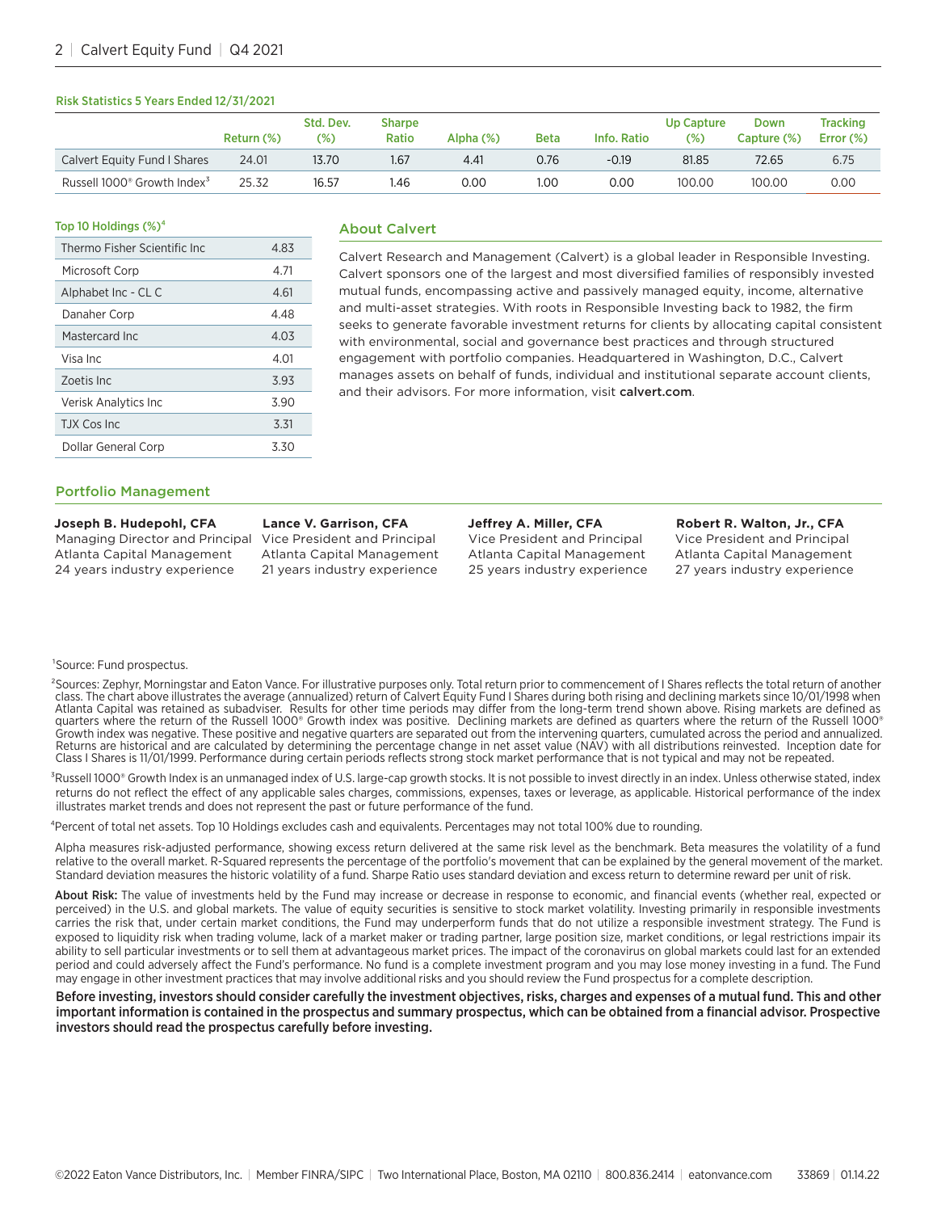#### Risk Statistics 5 Years Ended 12/31/2021

| | Return (%) | Std. Dev. (%) | Sharpe Ratio | Alpha (%) | Beta | Info. Ratio | Up Capture (%) | Down Capture (%) | Tracking Error (%) |
|---|---|---|---|---|---|---|---|---|---|
| Calvert Equity Fund I Shares | 24.01 | 13.70 | 1.67 | 4.41 | 0.76 | -0.19 | 81.85 | 72.65 | 6.75 |
| Russell 1000® Growth Index[3] | 25.32 | 16.57 | 1.46 | 0.00 | 1.00 | 0.00 | 100.00 | 100.00 | 0.00 |

#### Top 10 Holdings (%)[4]

| | |
|---|---|
| Thermo Fisher Scientific Inc | 4.83 |
| Microsoft Corp | 4.71 |
| Alphabet Inc - CL C | 4.61 |
| Danaher Corp | 4.48 |
| Mastercard Inc | 4.03 |
| Visa Inc | 4.01 |
| Zoetis Inc | 3.93 |
| Verisk Analytics Inc | 3.90 |
| TJX Cos Inc | 3.31 |
| Dollar General Corp | 3.30 |

## About Calvert

Calvert Research and Management (Calvert) is a global leader in Responsible Investing. Calvert sponsors one of the largest and most diversified families of responsibly invested mutual funds, encompassing active and passively managed equity, income, alternative and multi-asset strategies. With roots in Responsible Investing back to 1982, the firm seeks to generate favorable investment returns for clients by allocating capital consistent with environmental, social and governance best practices and through structured engagement with portfolio companies. Headquartered in Washington, D.C., Calvert manages assets on behalf of funds, individual and institutional separate account clients, and their advisors. For more information, visit **calvert.com**.

## Portfolio Management

**Joseph B. Hudepohl, CFA**
Managing Director and Principal
Atlanta Capital Management
24 years industry experience

**Lance V. Garrison, CFA**
Vice President and Principal
Atlanta Capital Management
21 years industry experience

**Jeffrey A. Miller, CFA**
Vice President and Principal
Atlanta Capital Management
25 years industry experience

**Robert R. Walton, Jr., CFA**
Vice President and Principal
Atlanta Capital Management
27 years industry experience

[1]Source: Fund prospectus.

[2]Sources: Zephyr, Morningstar and Eaton Vance. For illustrative purposes only. Total return prior to commencement of I Shares reflects the total return of another class. The chart above illustrates the average (annualized) return of Calvert Equity Fund I Shares during both rising and declining markets since 10/01/1998 when Atlanta Capital was retained as subadviser. Results for other time periods may differ from the long-term trend shown above. Rising markets are defined as quarters where the return of the Russell 1000® Growth index was positive. Declining markets are defined as quarters where the return of the Russell 1000® Growth index was negative. These positive and negative quarters are separated out from the intervening quarters, cumulated across the period and annualized. Returns are historical and are calculated by determining the percentage change in net asset value (NAV) with all distributions reinvested. Inception date for Class I Shares is 11/01/1999. Performance during certain periods reflects strong stock market performance that is not typical and may not be repeated.

[3]Russell 1000® Growth Index is an unmanaged index of U.S. large-cap growth stocks. It is not possible to invest directly in an index. Unless otherwise stated, index returns do not reflect the effect of any applicable sales charges, commissions, expenses, taxes or leverage, as applicable. Historical performance of the index illustrates market trends and does not represent the past or future performance of the fund.

[4]Percent of total net assets. Top 10 Holdings excludes cash and equivalents. Percentages may not total 100% due to rounding.

Alpha measures risk-adjusted performance, showing excess return delivered at the same risk level as the benchmark. Beta measures the volatility of a fund relative to the overall market. R-Squared represents the percentage of the portfolio's movement that can be explained by the general movement of the market. Standard deviation measures the historic volatility of a fund. Sharpe Ratio uses standard deviation and excess return to determine reward per unit of risk.

**About Risk:** The value of investments held by the Fund may increase or decrease in response to economic, and financial events (whether real, expected or perceived) in the U.S. and global markets. The value of equity securities is sensitive to stock market volatility. Investing primarily in responsible investments carries the risk that, under certain market conditions, the Fund may underperform funds that do not utilize a responsible investment strategy. The Fund is exposed to liquidity risk when trading volume, lack of a market maker or trading partner, large position size, market conditions, or legal restrictions impair its ability to sell particular investments or to sell them at advantageous market prices. The impact of the coronavirus on global markets could last for an extended period and could adversely affect the Fund's performance. No fund is a complete investment program and you may lose money investing in a fund. The Fund may engage in other investment practices that may involve additional risks and you should review the Fund prospectus for a complete description.

**Before investing, investors should consider carefully the investment objectives, risks, charges and expenses of a mutual fund. This and other important information is contained in the prospectus and summary prospectus, which can be obtained from a financial advisor. Prospective investors should read the prospectus carefully before investing.**

©2022 Eaton Vance Distributors, Inc. | Member FINRA/SIPC | Two International Place, Boston, MA 02110 | 800.836.2414 | eatonvance.com 33869 | 01.14.22